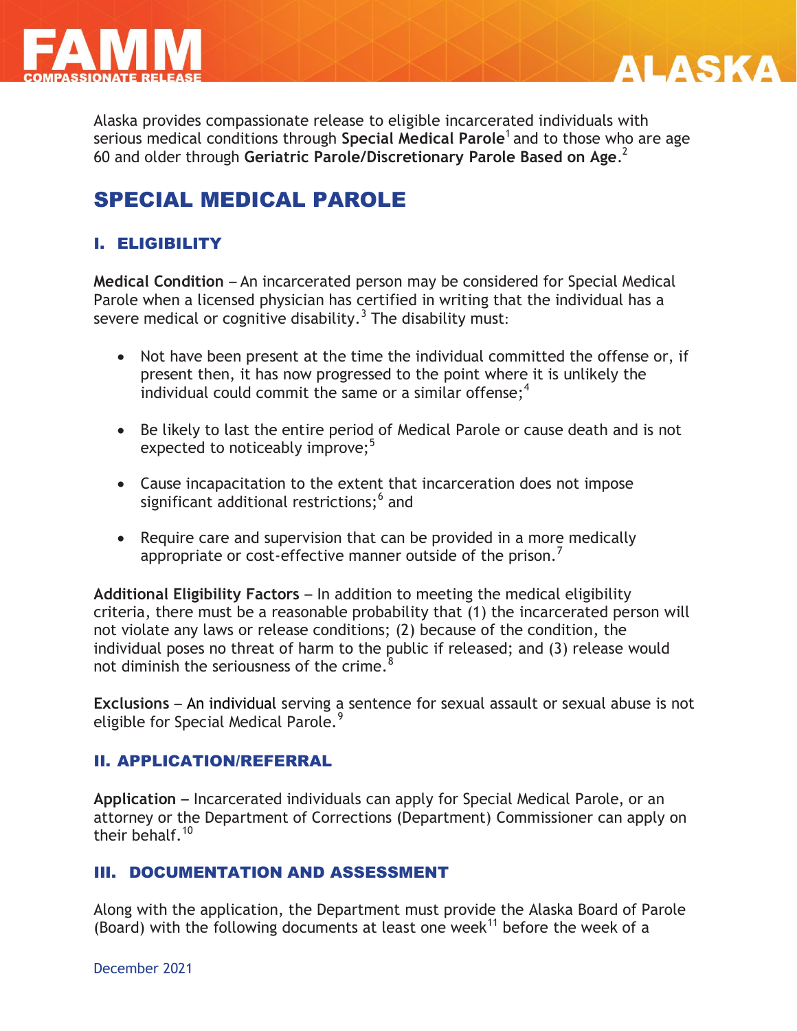Alaska provides compassionate release to eligible incarcerated individuals with serious medical conditions through **Special Medical Parole**[1] and to those who are age 60 and older through **Geriatric Parole/Discretionary Parole Based on Age**.[2]

# SPECIAL MEDICAL PAROLE

## I. ELIGIBILITY

**Medical Condition** – An incarcerated person may be considered for Special Medical Parole when a licensed physician has certified in writing that the individual has a severe medical or cognitive disability.[3] The disability must:

- Not have been present at the time the individual committed the offense or, if present then, it has now progressed to the point where it is unlikely the individual could commit the same or a similar offense;[4]
- Be likely to last the entire period of Medical Parole or cause death and is not expected to noticeably improve;[5]
- Cause incapacitation to the extent that incarceration does not impose significant additional restrictions;[6] and
- Require care and supervision that can be provided in a more medically appropriate or cost-effective manner outside of the prison.[7]

**Additional Eligibility Factors** – In addition to meeting the medical eligibility criteria, there must be a reasonable probability that (1) the incarcerated person will not violate any laws or release conditions; (2) because of the condition, the individual poses no threat of harm to the public if released; and (3) release would not diminish the seriousness of the crime.[8]

**Exclusions** – An individual serving a sentence for sexual assault or sexual abuse is not eligible for Special Medical Parole.[9]

## II. APPLICATION/REFERRAL

**Application** – Incarcerated individuals can apply for Special Medical Parole, or an attorney or the Department of Corrections (Department) Commissioner can apply on their behalf.[10]

## III. DOCUMENTATION AND ASSESSMENT

Along with the application, the Department must provide the Alaska Board of Parole (Board) with the following documents at least one week[11] before the week of a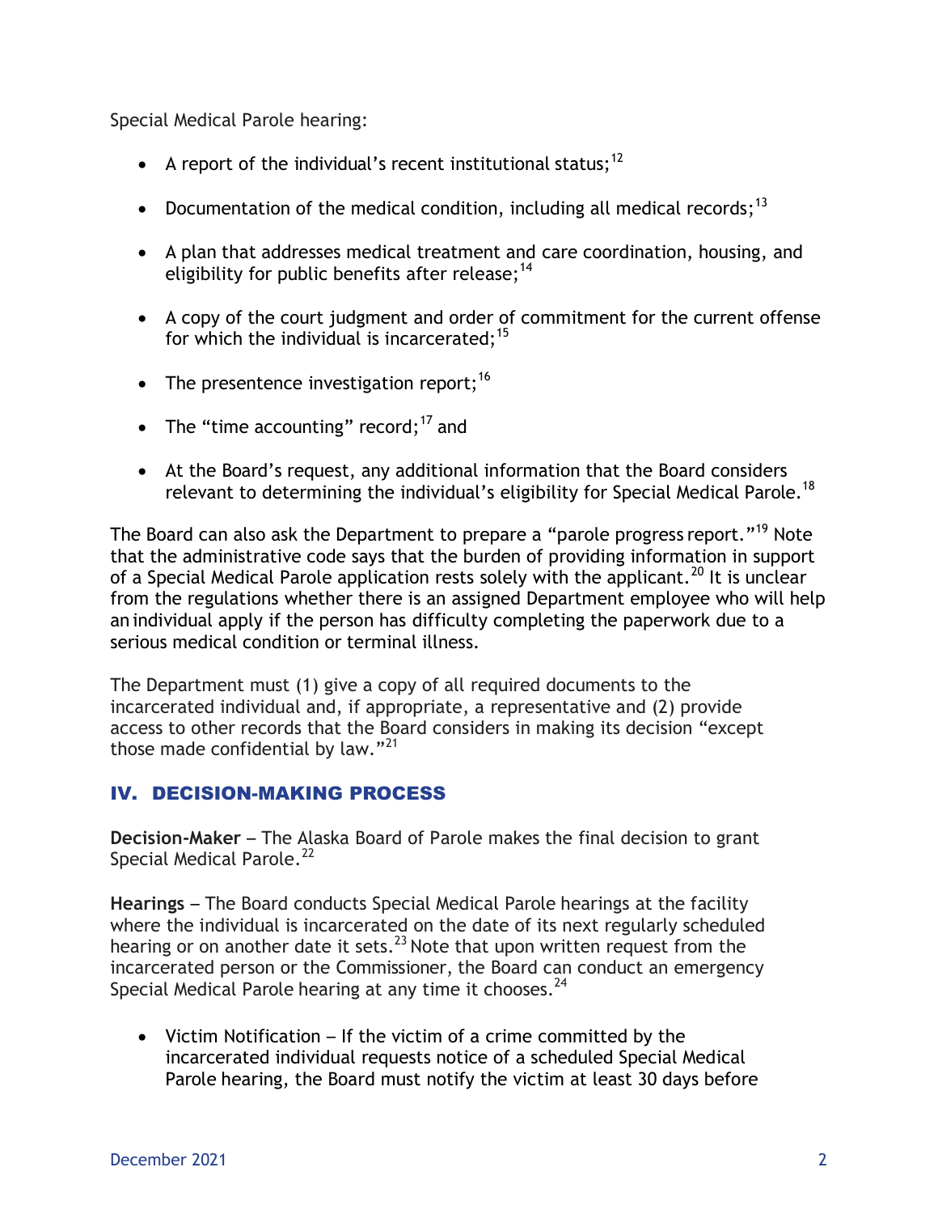Special Medical Parole hearing:

- A report of the individual's recent institutional status;[12]
- Documentation of the medical condition, including all medical records;[13]
- A plan that addresses medical treatment and care coordination, housing, and eligibility for public benefits after release;[14]
- A copy of the court judgment and order of commitment for the current offense for which the individual is incarcerated;[15]
- The presentence investigation report;[16]
- The "time accounting" record;[17] and
- At the Board's request, any additional information that the Board considers relevant to determining the individual's eligibility for Special Medical Parole.[18]

The Board can also ask the Department to prepare a "parole progress report."[19] Note that the administrative code says that the burden of providing information in support of a Special Medical Parole application rests solely with the applicant.[20] It is unclear from the regulations whether there is an assigned Department employee who will help an individual apply if the person has difficulty completing the paperwork due to a serious medical condition or terminal illness.

The Department must (1) give a copy of all required documents to the incarcerated individual and, if appropriate, a representative and (2) provide access to other records that the Board considers in making its decision "except those made confidential by law."[21]

## IV. DECISION-MAKING PROCESS

**Decision-Maker** – The Alaska Board of Parole makes the final decision to grant Special Medical Parole.[22]

**Hearings** – The Board conducts Special Medical Parole hearings at the facility where the individual is incarcerated on the date of its next regularly scheduled hearing or on another date it sets.[23] Note that upon written request from the incarcerated person or the Commissioner, the Board can conduct an emergency Special Medical Parole hearing at any time it chooses.[24]

- Victim Notification – If the victim of a crime committed by the incarcerated individual requests notice of a scheduled Special Medical Parole hearing, the Board must notify the victim at least 30 days before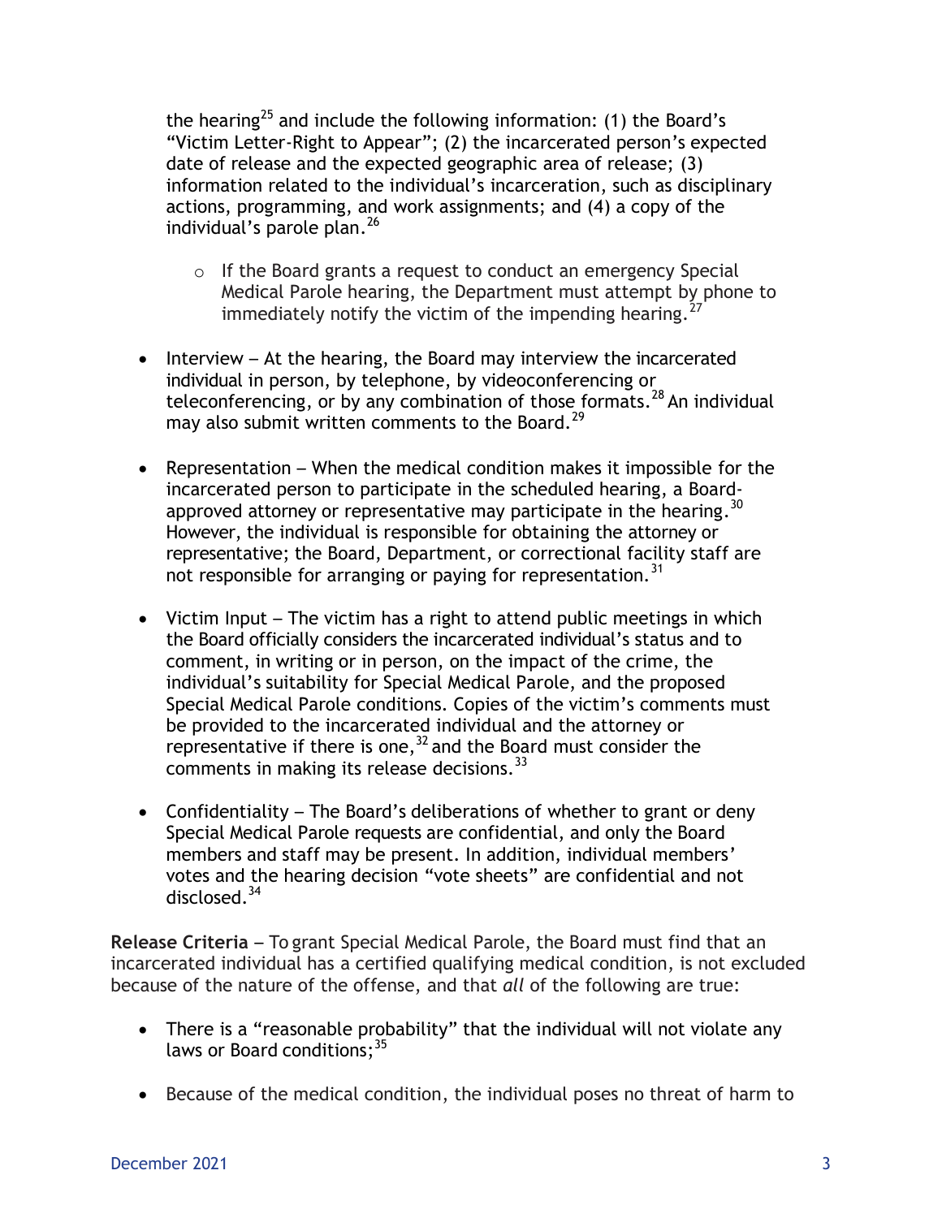the hearing[25] and include the following information: (1) the Board's "Victim Letter-Right to Appear"; (2) the incarcerated person's expected date of release and the expected geographic area of release; (3) information related to the individual's incarceration, such as disciplinary actions, programming, and work assignments; and (4) a copy of the individual's parole plan.[26]

  - If the Board grants a request to conduct an emergency Special Medical Parole hearing, the Department must attempt by phone to immediately notify the victim of the impending hearing.[27]

- Interview – At the hearing, the Board may interview the incarcerated individual in person, by telephone, by videoconferencing or teleconferencing, or by any combination of those formats.[28] An individual may also submit written comments to the Board.[29]

- Representation – When the medical condition makes it impossible for the incarcerated person to participate in the scheduled hearing, a Board-approved attorney or representative may participate in the hearing.[30] However, the individual is responsible for obtaining the attorney or representative; the Board, Department, or correctional facility staff are not responsible for arranging or paying for representation.[31]

- Victim Input – The victim has a right to attend public meetings in which the Board officially considers the incarcerated individual's status and to comment, in writing or in person, on the impact of the crime, the individual's suitability for Special Medical Parole, and the proposed Special Medical Parole conditions. Copies of the victim's comments must be provided to the incarcerated individual and the attorney or representative if there is one,[32] and the Board must consider the comments in making its release decisions.[33]

- Confidentiality – The Board's deliberations of whether to grant or deny Special Medical Parole requests are confidential, and only the Board members and staff may be present. In addition, individual members' votes and the hearing decision "vote sheets" are confidential and not disclosed.[34]

**Release Criteria** – To grant Special Medical Parole, the Board must find that an incarcerated individual has a certified qualifying medical condition, is not excluded because of the nature of the offense, and that *all* of the following are true:

- There is a "reasonable probability" that the individual will not violate any laws or Board conditions;[35]

- Because of the medical condition, the individual poses no threat of harm to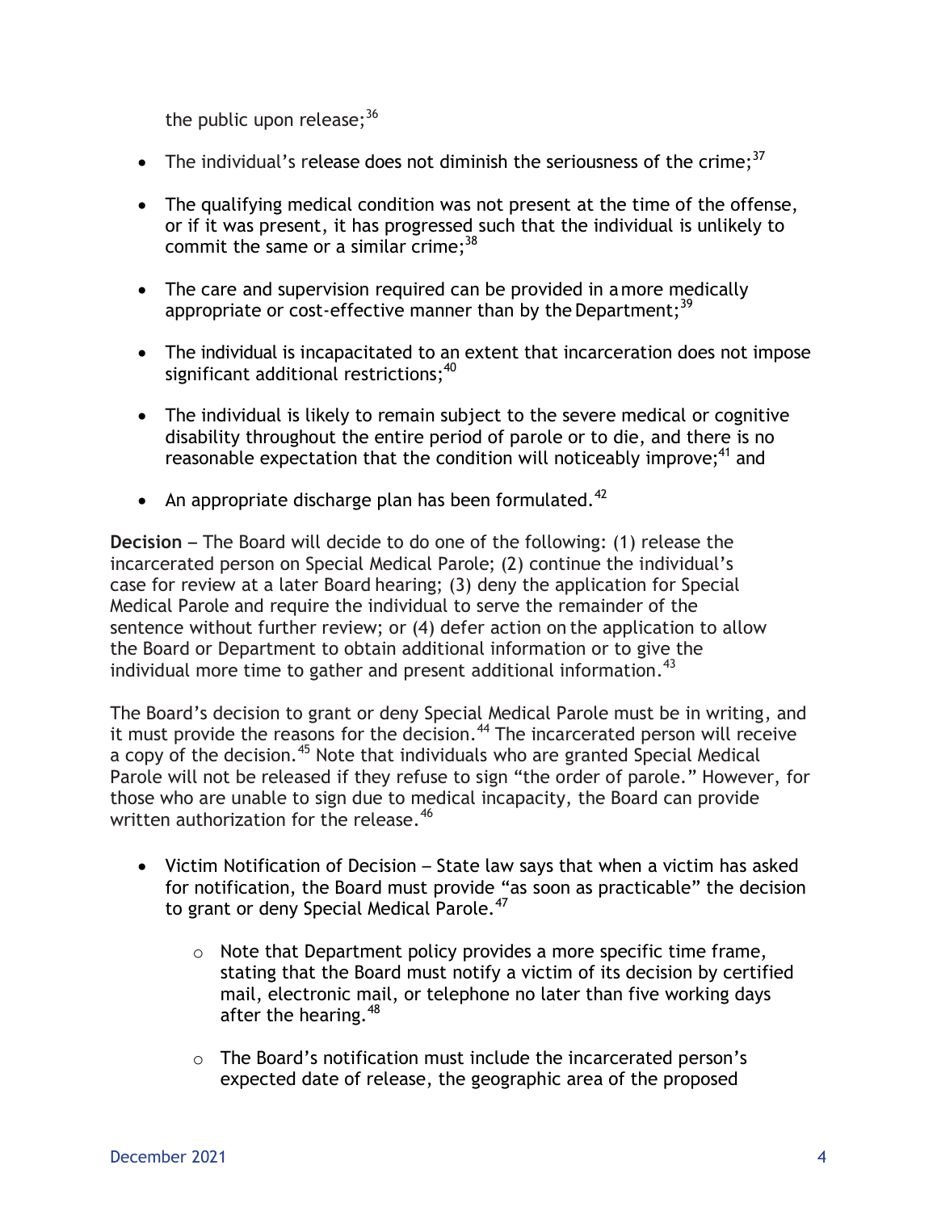the public upon release;[36]

- The individual's release does not diminish the seriousness of the crime;[37]

- The qualifying medical condition was not present at the time of the offense, or if it was present, it has progressed such that the individual is unlikely to commit the same or a similar crime;[38]

- The care and supervision required can be provided in a more medically appropriate or cost-effective manner than by the Department;[39]

- The individual is incapacitated to an extent that incarceration does not impose significant additional restrictions;[40]

- The individual is likely to remain subject to the severe medical or cognitive disability throughout the entire period of parole or to die, and there is no reasonable expectation that the condition will noticeably improve;[41] and

- An appropriate discharge plan has been formulated.[42]

**Decision** – The Board will decide to do one of the following: (1) release the incarcerated person on Special Medical Parole; (2) continue the individual's case for review at a later Board hearing; (3) deny the application for Special Medical Parole and require the individual to serve the remainder of the sentence without further review; or (4) defer action on the application to allow the Board or Department to obtain additional information or to give the individual more time to gather and present additional information.[43]

The Board's decision to grant or deny Special Medical Parole must be in writing, and it must provide the reasons for the decision.[44] The incarcerated person will receive a copy of the decision.[45] Note that individuals who are granted Special Medical Parole will not be released if they refuse to sign "the order of parole." However, for those who are unable to sign due to medical incapacity, the Board can provide written authorization for the release.[46]

- Victim Notification of Decision – State law says that when a victim has asked for notification, the Board must provide "as soon as practicable" the decision to grant or deny Special Medical Parole.[47]

  - Note that Department policy provides a more specific time frame, stating that the Board must notify a victim of its decision by certified mail, electronic mail, or telephone no later than five working days after the hearing.[48]

  - The Board's notification must include the incarcerated person's expected date of release, the geographic area of the proposed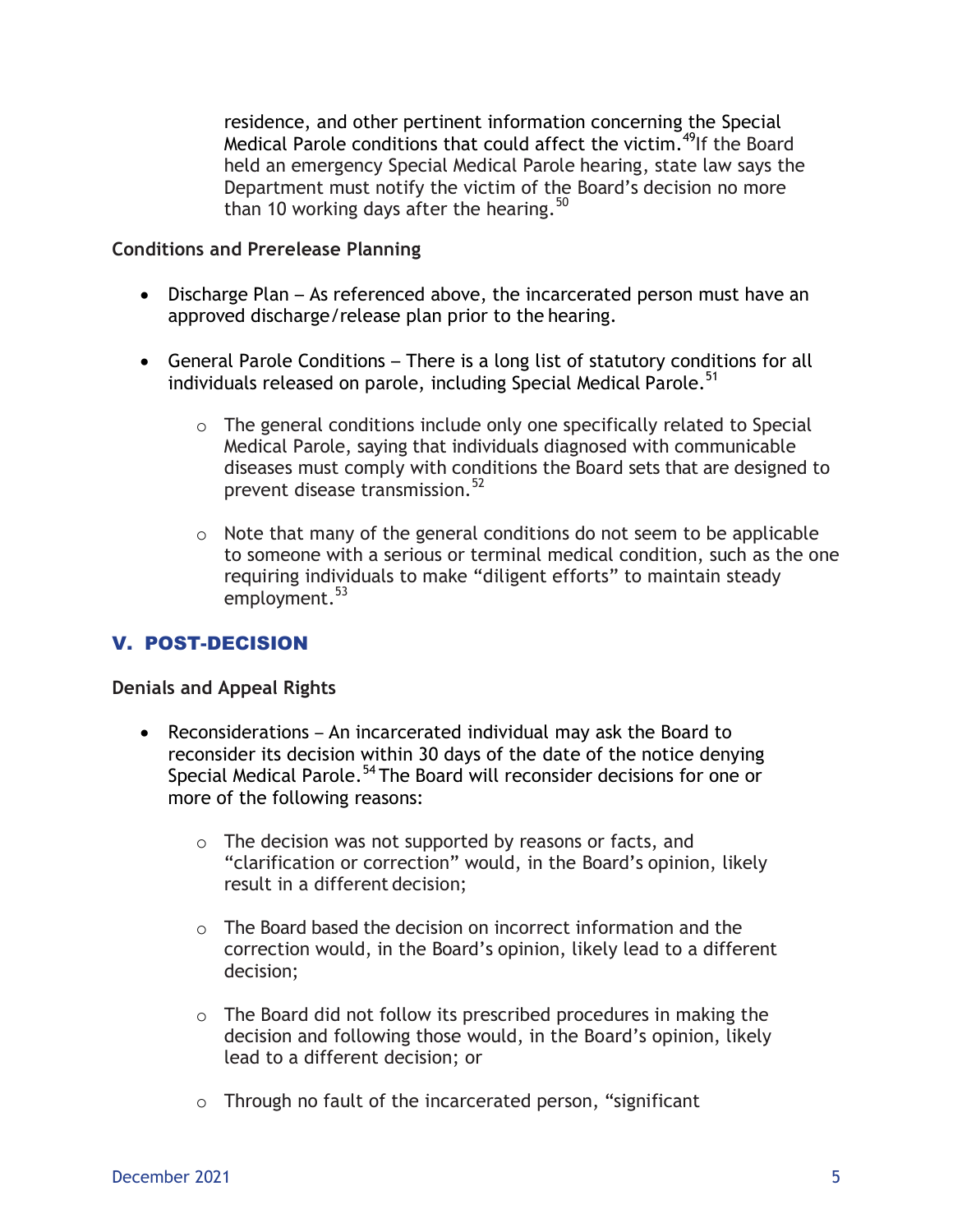residence, and other pertinent information concerning the Special Medical Parole conditions that could affect the victim.[49] If the Board held an emergency Special Medical Parole hearing, state law says the Department must notify the victim of the Board's decision no more than 10 working days after the hearing.[50]

**Conditions and Prerelease Planning**

- Discharge Plan – As referenced above, the incarcerated person must have an approved discharge/release plan prior to the hearing.

- General Parole Conditions – There is a long list of statutory conditions for all individuals released on parole, including Special Medical Parole.[51]

  - The general conditions include only one specifically related to Special Medical Parole, saying that individuals diagnosed with communicable diseases must comply with conditions the Board sets that are designed to prevent disease transmission.[52]

  - Note that many of the general conditions do not seem to be applicable to someone with a serious or terminal medical condition, such as the one requiring individuals to make "diligent efforts" to maintain steady employment.[53]

## V. POST-DECISION

**Denials and Appeal Rights**

- Reconsiderations – An incarcerated individual may ask the Board to reconsider its decision within 30 days of the date of the notice denying Special Medical Parole.[54] The Board will reconsider decisions for one or more of the following reasons:

  - The decision was not supported by reasons or facts, and "clarification or correction" would, in the Board's opinion, likely result in a different decision;

  - The Board based the decision on incorrect information and the correction would, in the Board's opinion, likely lead to a different decision;

  - The Board did not follow its prescribed procedures in making the decision and following those would, in the Board's opinion, likely lead to a different decision; or

  - Through no fault of the incarcerated person, "significant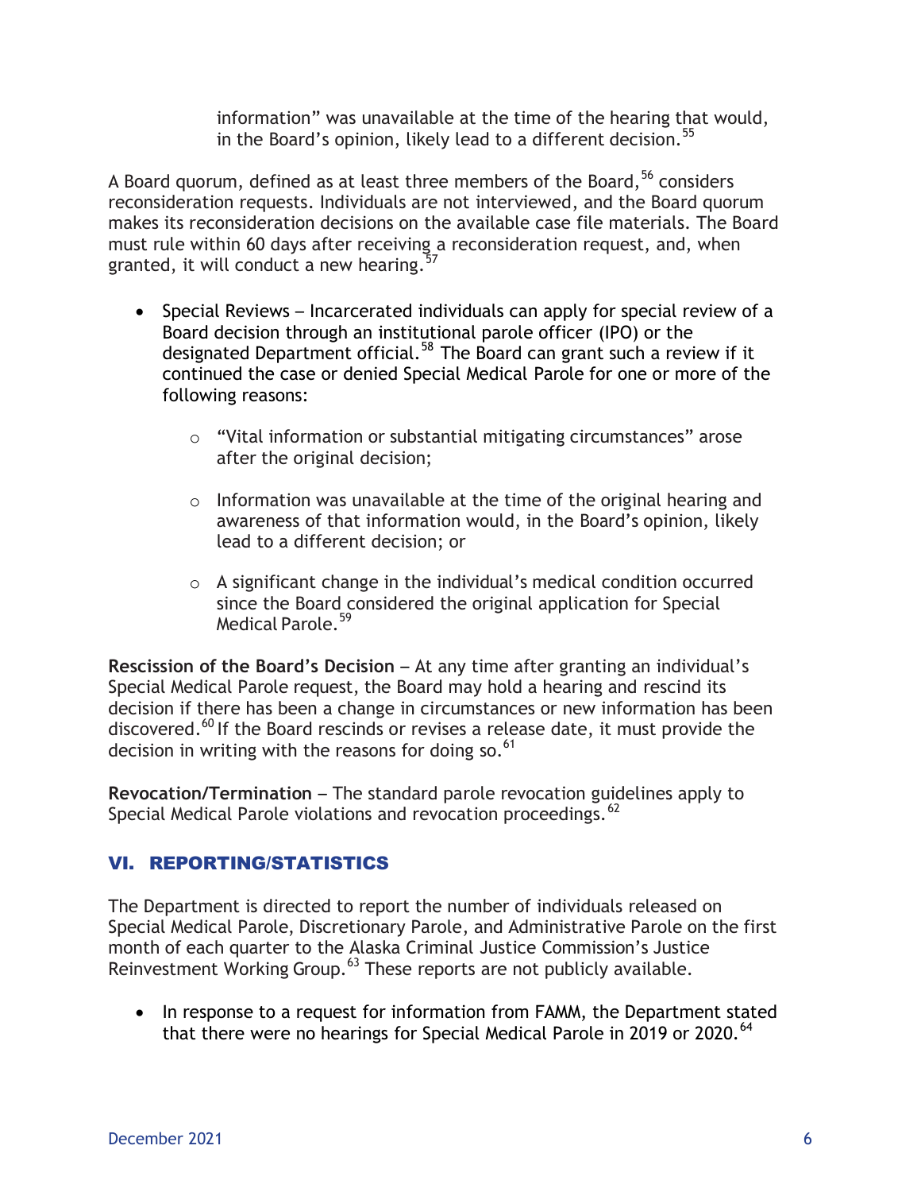information" was unavailable at the time of the hearing that would, in the Board's opinion, likely lead to a different decision.[55]

A Board quorum, defined as at least three members of the Board,[56] considers reconsideration requests. Individuals are not interviewed, and the Board quorum makes its reconsideration decisions on the available case file materials. The Board must rule within 60 days after receiving a reconsideration request, and, when granted, it will conduct a new hearing.[57]

- Special Reviews – Incarcerated individuals can apply for special review of a Board decision through an institutional parole officer (IPO) or the designated Department official.[58] The Board can grant such a review if it continued the case or denied Special Medical Parole for one or more of the following reasons:
  - "Vital information or substantial mitigating circumstances" arose after the original decision;
  - Information was unavailable at the time of the original hearing and awareness of that information would, in the Board's opinion, likely lead to a different decision; or
  - A significant change in the individual's medical condition occurred since the Board considered the original application for Special Medical Parole.[59]

**Rescission of the Board's Decision** – At any time after granting an individual's Special Medical Parole request, the Board may hold a hearing and rescind its decision if there has been a change in circumstances or new information has been discovered.[60] If the Board rescinds or revises a release date, it must provide the decision in writing with the reasons for doing so.[61]

**Revocation/Termination** – The standard parole revocation guidelines apply to Special Medical Parole violations and revocation proceedings.[62]

## VI. REPORTING/STATISTICS

The Department is directed to report the number of individuals released on Special Medical Parole, Discretionary Parole, and Administrative Parole on the first month of each quarter to the Alaska Criminal Justice Commission's Justice Reinvestment Working Group.[63] These reports are not publicly available.

- In response to a request for information from FAMM, the Department stated that there were no hearings for Special Medical Parole in 2019 or 2020.[64]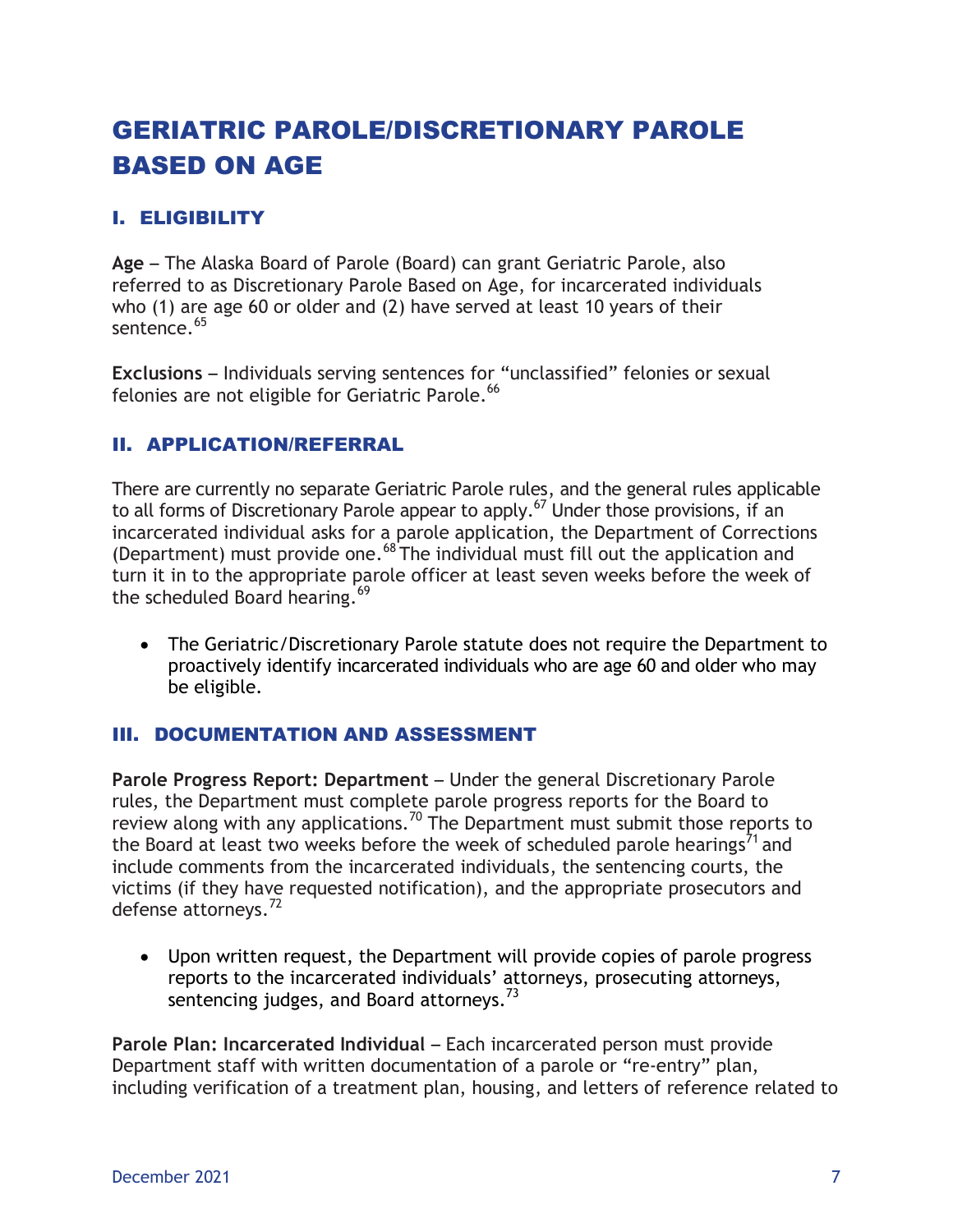# GERIATRIC PAROLE/DISCRETIONARY PAROLE BASED ON AGE

## I. ELIGIBILITY

**Age** – The Alaska Board of Parole (Board) can grant Geriatric Parole, also referred to as Discretionary Parole Based on Age, for incarcerated individuals who (1) are age 60 or older and (2) have served at least 10 years of their sentence.[65]

**Exclusions** – Individuals serving sentences for "unclassified" felonies or sexual felonies are not eligible for Geriatric Parole.[66]

## II. APPLICATION/REFERRAL

There are currently no separate Geriatric Parole rules, and the general rules applicable to all forms of Discretionary Parole appear to apply.[67] Under those provisions, if an incarcerated individual asks for a parole application, the Department of Corrections (Department) must provide one.[68] The individual must fill out the application and turn it in to the appropriate parole officer at least seven weeks before the week of the scheduled Board hearing.[69]

- The Geriatric/Discretionary Parole statute does not require the Department to proactively identify incarcerated individuals who are age 60 and older who may be eligible.

## III. DOCUMENTATION AND ASSESSMENT

**Parole Progress Report: Department** – Under the general Discretionary Parole rules, the Department must complete parole progress reports for the Board to review along with any applications.[70] The Department must submit those reports to the Board at least two weeks before the week of scheduled parole hearings[71] and include comments from the incarcerated individuals, the sentencing courts, the victims (if they have requested notification), and the appropriate prosecutors and defense attorneys.[72]

- Upon written request, the Department will provide copies of parole progress reports to the incarcerated individuals' attorneys, prosecuting attorneys, sentencing judges, and Board attorneys.[73]

**Parole Plan: Incarcerated Individual** – Each incarcerated person must provide Department staff with written documentation of a parole or "re-entry" plan, including verification of a treatment plan, housing, and letters of reference related to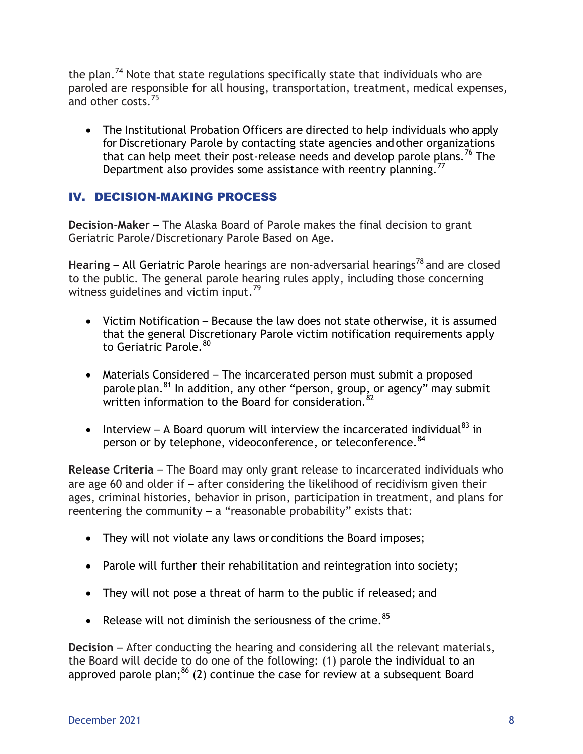the plan.[74] Note that state regulations specifically state that individuals who are paroled are responsible for all housing, transportation, treatment, medical expenses, and other costs.[75]

- The Institutional Probation Officers are directed to help individuals who apply for Discretionary Parole by contacting state agencies and other organizations that can help meet their post-release needs and develop parole plans.[76] The Department also provides some assistance with reentry planning.[77]

## IV. DECISION-MAKING PROCESS

**Decision-Maker** – The Alaska Board of Parole makes the final decision to grant Geriatric Parole/Discretionary Parole Based on Age.

**Hearing** – All Geriatric Parole hearings are non-adversarial hearings[78] and are closed to the public. The general parole hearing rules apply, including those concerning witness guidelines and victim input.[79]

- Victim Notification – Because the law does not state otherwise, it is assumed that the general Discretionary Parole victim notification requirements apply to Geriatric Parole.[80]

- Materials Considered – The incarcerated person must submit a proposed parole plan.[81] In addition, any other "person, group, or agency" may submit written information to the Board for consideration.[82]

- Interview – A Board quorum will interview the incarcerated individual[83] in person or by telephone, videoconference, or teleconference.[84]

**Release Criteria** – The Board may only grant release to incarcerated individuals who are age 60 and older if – after considering the likelihood of recidivism given their ages, criminal histories, behavior in prison, participation in treatment, and plans for reentering the community – a "reasonable probability" exists that:

- They will not violate any laws or conditions the Board imposes;

- Parole will further their rehabilitation and reintegration into society;

- They will not pose a threat of harm to the public if released; and

- Release will not diminish the seriousness of the crime.[85]

**Decision** – After conducting the hearing and considering all the relevant materials, the Board will decide to do one of the following: (1) parole the individual to an approved parole plan;[86] (2) continue the case for review at a subsequent Board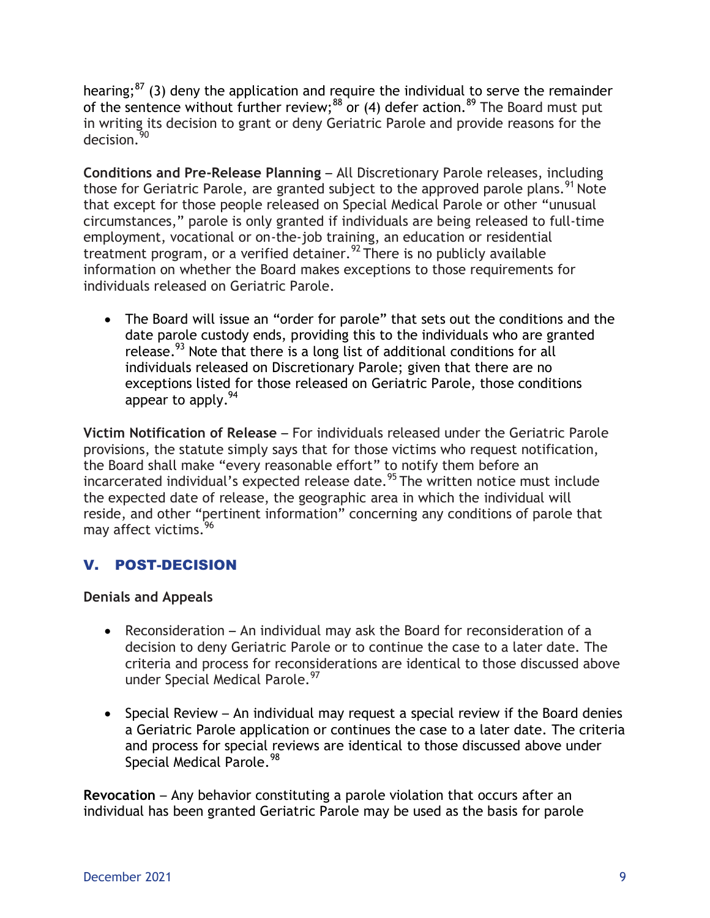hearing;[87] (3) deny the application and require the individual to serve the remainder of the sentence without further review;[88] or (4) defer action.[89] The Board must put in writing its decision to grant or deny Geriatric Parole and provide reasons for the decision.[90]

**Conditions and Pre-Release Planning** – All Discretionary Parole releases, including those for Geriatric Parole, are granted subject to the approved parole plans.[91] Note that except for those people released on Special Medical Parole or other "unusual circumstances," parole is only granted if individuals are being released to full-time employment, vocational or on-the-job training, an education or residential treatment program, or a verified detainer.[92] There is no publicly available information on whether the Board makes exceptions to those requirements for individuals released on Geriatric Parole.

- The Board will issue an "order for parole" that sets out the conditions and the date parole custody ends, providing this to the individuals who are granted release.[93] Note that there is a long list of additional conditions for all individuals released on Discretionary Parole; given that there are no exceptions listed for those released on Geriatric Parole, those conditions appear to apply.[94]

**Victim Notification of Release** – For individuals released under the Geriatric Parole provisions, the statute simply says that for those victims who request notification, the Board shall make "every reasonable effort" to notify them before an incarcerated individual's expected release date.[95] The written notice must include the expected date of release, the geographic area in which the individual will reside, and other "pertinent information" concerning any conditions of parole that may affect victims.[96]

## V. POST-DECISION

**Denials and Appeals**

- Reconsideration – An individual may ask the Board for reconsideration of a decision to deny Geriatric Parole or to continue the case to a later date. The criteria and process for reconsiderations are identical to those discussed above under Special Medical Parole.[97]

- Special Review – An individual may request a special review if the Board denies a Geriatric Parole application or continues the case to a later date. The criteria and process for special reviews are identical to those discussed above under Special Medical Parole.[98]

**Revocation** – Any behavior constituting a parole violation that occurs after an individual has been granted Geriatric Parole may be used as the basis for parole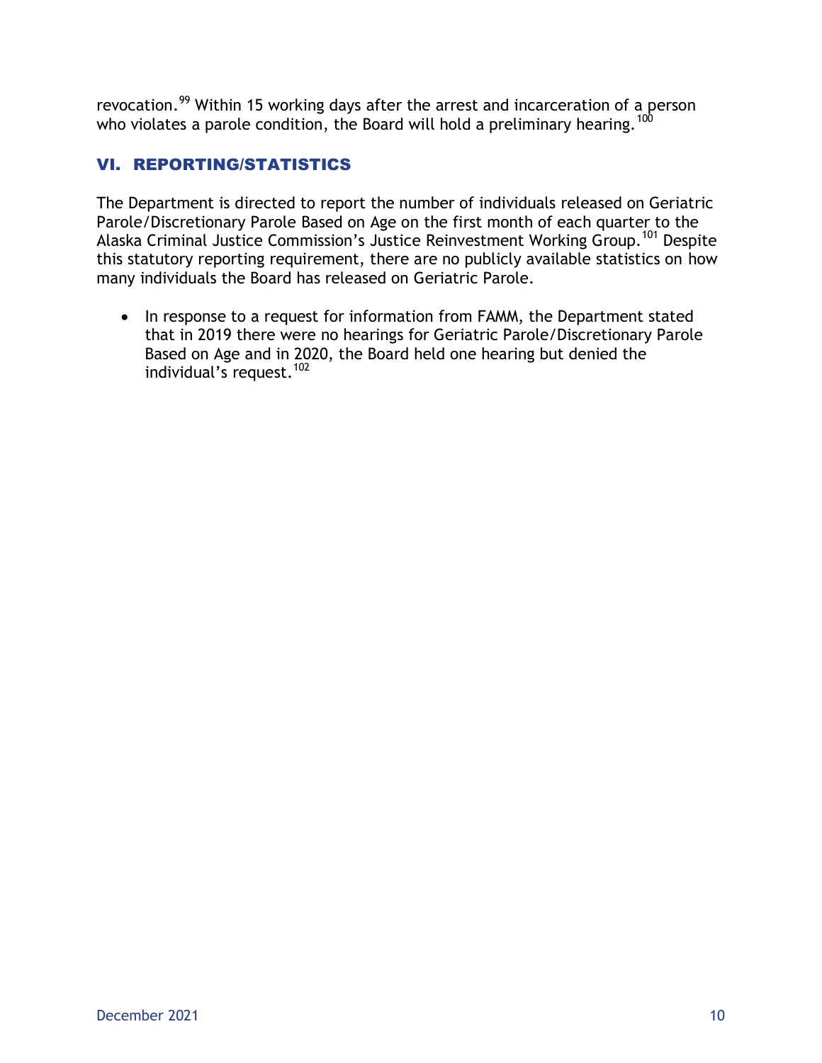revocation.[99] Within 15 working days after the arrest and incarceration of a person who violates a parole condition, the Board will hold a preliminary hearing.[100]

## VI. REPORTING/STATISTICS

The Department is directed to report the number of individuals released on Geriatric Parole/Discretionary Parole Based on Age on the first month of each quarter to the Alaska Criminal Justice Commission's Justice Reinvestment Working Group.[101] Despite this statutory reporting requirement, there are no publicly available statistics on how many individuals the Board has released on Geriatric Parole.

- In response to a request for information from FAMM, the Department stated that in 2019 there were no hearings for Geriatric Parole/Discretionary Parole Based on Age and in 2020, the Board held one hearing but denied the individual's request.[102]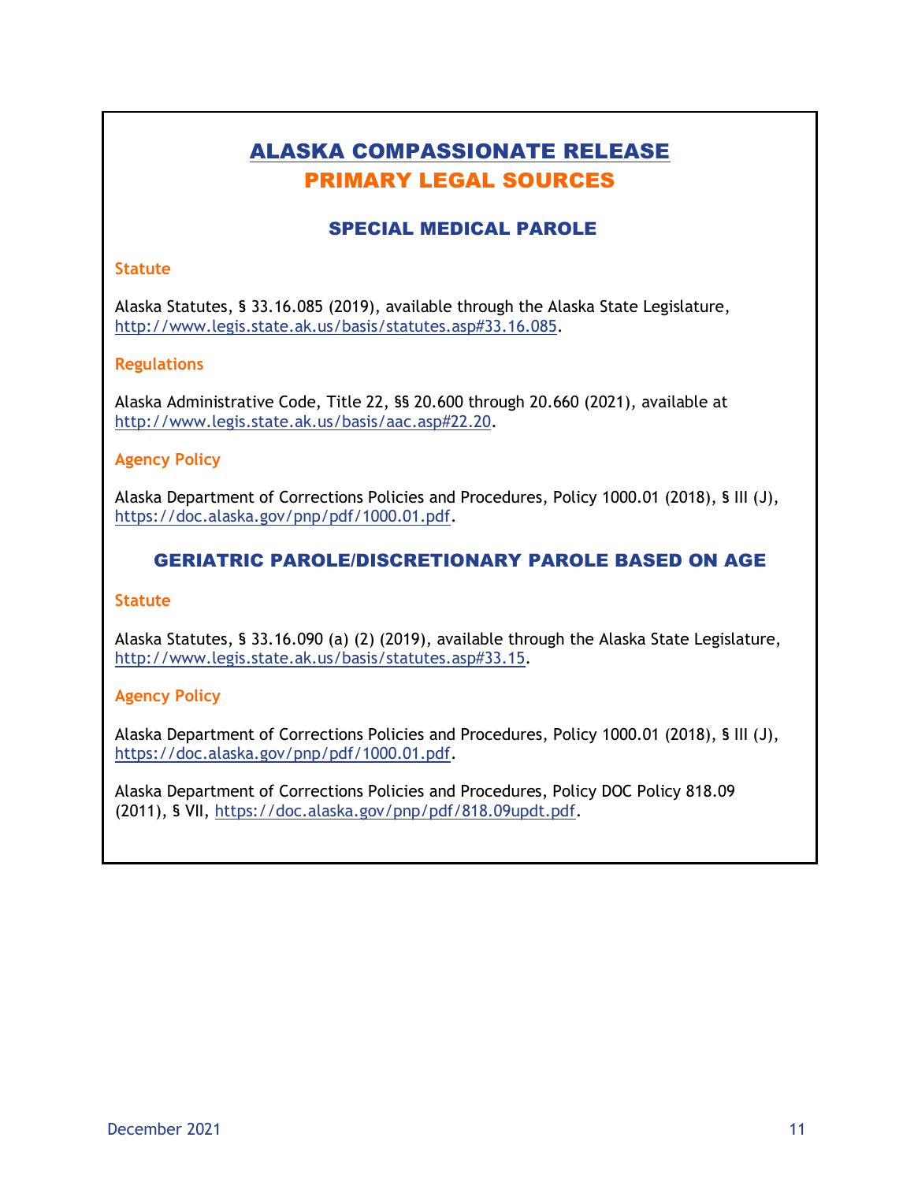# ALASKA COMPASSIONATE RELEASE

## PRIMARY LEGAL SOURCES

### SPECIAL MEDICAL PAROLE

#### Statute

Alaska Statutes, § 33.16.085 (2019), available through the Alaska State Legislature, http://www.legis.state.ak.us/basis/statutes.asp#33.16.085.

#### Regulations

Alaska Administrative Code, Title 22, §§ 20.600 through 20.660 (2021), available at http://www.legis.state.ak.us/basis/aac.asp#22.20.

#### Agency Policy

Alaska Department of Corrections Policies and Procedures, Policy 1000.01 (2018), § III (J), https://doc.alaska.gov/pnp/pdf/1000.01.pdf.

### GERIATRIC PAROLE/DISCRETIONARY PAROLE BASED ON AGE

#### Statute

Alaska Statutes, § 33.16.090 (a) (2) (2019), available through the Alaska State Legislature, http://www.legis.state.ak.us/basis/statutes.asp#33.15.

#### Agency Policy

Alaska Department of Corrections Policies and Procedures, Policy 1000.01 (2018), § III (J), https://doc.alaska.gov/pnp/pdf/1000.01.pdf.

Alaska Department of Corrections Policies and Procedures, Policy DOC Policy 818.09 (2011), § VII, https://doc.alaska.gov/pnp/pdf/818.09updt.pdf.

December 2021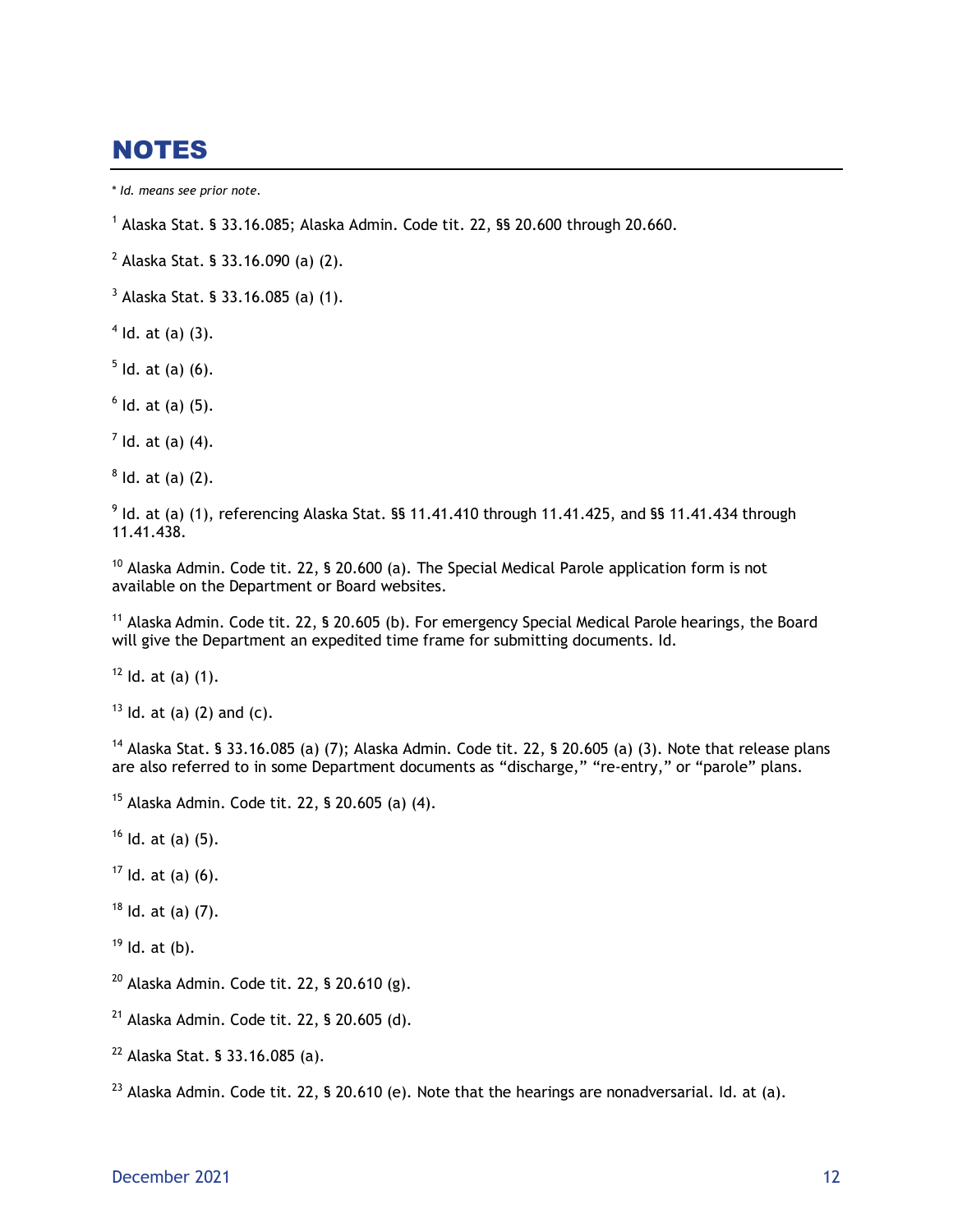# NOTES

* *Id. means see prior note.*

[1] Alaska Stat. § 33.16.085; Alaska Admin. Code tit. 22, §§ 20.600 through 20.660.

[2] Alaska Stat. § 33.16.090 (a) (2).

[3] Alaska Stat. § 33.16.085 (a) (1).

[4] Id. at (a) (3).

[5] Id. at (a) (6).

[6] Id. at (a) (5).

[7] Id. at (a) (4).

[8] Id. at (a) (2).

[9] Id. at (a) (1), referencing Alaska Stat. §§ 11.41.410 through 11.41.425, and §§ 11.41.434 through 11.41.438.

[10] Alaska Admin. Code tit. 22, § 20.600 (a). The Special Medical Parole application form is not available on the Department or Board websites.

[11] Alaska Admin. Code tit. 22, § 20.605 (b). For emergency Special Medical Parole hearings, the Board will give the Department an expedited time frame for submitting documents. Id.

[12] Id. at (a) (1).

[13] Id. at (a) (2) and (c).

[14] Alaska Stat. § 33.16.085 (a) (7); Alaska Admin. Code tit. 22, § 20.605 (a) (3). Note that release plans are also referred to in some Department documents as "discharge," "re-entry," or "parole" plans.

[15] Alaska Admin. Code tit. 22, § 20.605 (a) (4).

[16] Id. at (a) (5).

[17] Id. at (a) (6).

[18] Id. at (a) (7).

[19] Id. at (b).

[20] Alaska Admin. Code tit. 22, § 20.610 (g).

[21] Alaska Admin. Code tit. 22, § 20.605 (d).

[22] Alaska Stat. § 33.16.085 (a).

[23] Alaska Admin. Code tit. 22, § 20.610 (e). Note that the hearings are nonadversarial. Id. at (a).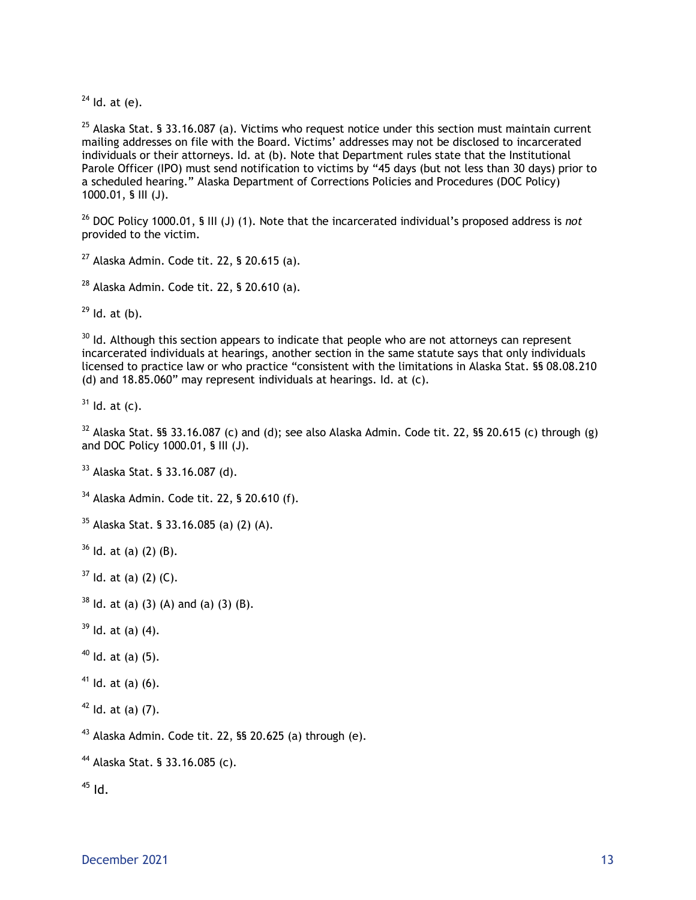[24] Id. at (e).

[25] Alaska Stat. § 33.16.087 (a). Victims who request notice under this section must maintain current mailing addresses on file with the Board. Victims' addresses may not be disclosed to incarcerated individuals or their attorneys. Id. at (b). Note that Department rules state that the Institutional Parole Officer (IPO) must send notification to victims by "45 days (but not less than 30 days) prior to a scheduled hearing." Alaska Department of Corrections Policies and Procedures (DOC Policy) 1000.01, § III (J).

[26] DOC Policy 1000.01, § III (J) (1). Note that the incarcerated individual's proposed address is *not* provided to the victim.

[27] Alaska Admin. Code tit. 22, § 20.615 (a).

[28] Alaska Admin. Code tit. 22, § 20.610 (a).

[29] Id. at (b).

[30] Id. Although this section appears to indicate that people who are not attorneys can represent incarcerated individuals at hearings, another section in the same statute says that only individuals licensed to practice law or who practice "consistent with the limitations in Alaska Stat. §§ 08.08.210 (d) and 18.85.060" may represent individuals at hearings. Id. at (c).

[31] Id. at (c).

[32] Alaska Stat. §§ 33.16.087 (c) and (d); see also Alaska Admin. Code tit. 22, §§ 20.615 (c) through (g) and DOC Policy 1000.01, § III (J).

[33] Alaska Stat. § 33.16.087 (d).

[34] Alaska Admin. Code tit. 22, § 20.610 (f).

[35] Alaska Stat. § 33.16.085 (a) (2) (A).

[36] Id. at (a) (2) (B).

[37] Id. at (a) (2) (C).

[38] Id. at (a) (3) (A) and (a) (3) (B).

[39] Id. at (a) (4).

[40] Id. at (a) (5).

[41] Id. at (a) (6).

[42] Id. at (a) (7).

[43] Alaska Admin. Code tit. 22, §§ 20.625 (a) through (e).

[44] Alaska Stat. § 33.16.085 (c).

[45] Id.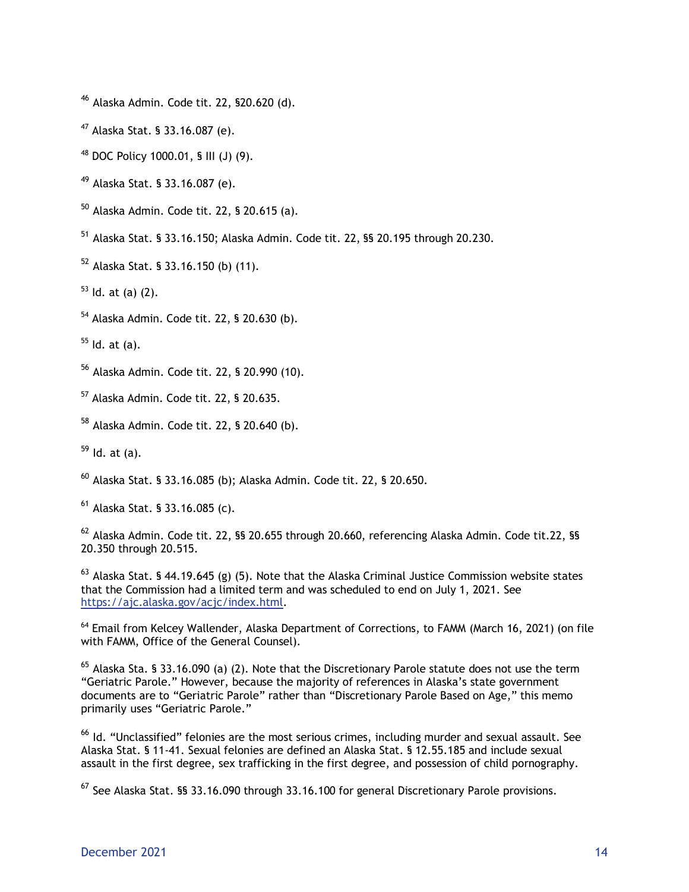[46] Alaska Admin. Code tit. 22, §20.620 (d).

[47] Alaska Stat. § 33.16.087 (e).

[48] DOC Policy 1000.01, § III (J) (9).

[49] Alaska Stat. § 33.16.087 (e).

[50] Alaska Admin. Code tit. 22, § 20.615 (a).

[51] Alaska Stat. § 33.16.150; Alaska Admin. Code tit. 22, §§ 20.195 through 20.230.

[52] Alaska Stat. § 33.16.150 (b) (11).

[53] Id. at (a) (2).

[54] Alaska Admin. Code tit. 22, § 20.630 (b).

[55] Id. at (a).

[56] Alaska Admin. Code tit. 22, § 20.990 (10).

[57] Alaska Admin. Code tit. 22, § 20.635.

[58] Alaska Admin. Code tit. 22, § 20.640 (b).

[59] Id. at (a).

[60] Alaska Stat. § 33.16.085 (b); Alaska Admin. Code tit. 22, § 20.650.

[61] Alaska Stat. § 33.16.085 (c).

[62] Alaska Admin. Code tit. 22, §§ 20.655 through 20.660, referencing Alaska Admin. Code tit.22, §§ 20.350 through 20.515.

[63] Alaska Stat. § 44.19.645 (g) (5). Note that the Alaska Criminal Justice Commission website states that the Commission had a limited term and was scheduled to end on July 1, 2021. See https://ajc.alaska.gov/acjc/index.html.

[64] Email from Kelcey Wallender, Alaska Department of Corrections, to FAMM (March 16, 2021) (on file with FAMM, Office of the General Counsel).

[65] Alaska Sta. § 33.16.090 (a) (2). Note that the Discretionary Parole statute does not use the term "Geriatric Parole." However, because the majority of references in Alaska's state government documents are to "Geriatric Parole" rather than "Discretionary Parole Based on Age," this memo primarily uses "Geriatric Parole."

[66] Id. "Unclassified" felonies are the most serious crimes, including murder and sexual assault. See Alaska Stat. § 11-41. Sexual felonies are defined an Alaska Stat. § 12.55.185 and include sexual assault in the first degree, sex trafficking in the first degree, and possession of child pornography.

[67] See Alaska Stat. §§ 33.16.090 through 33.16.100 for general Discretionary Parole provisions.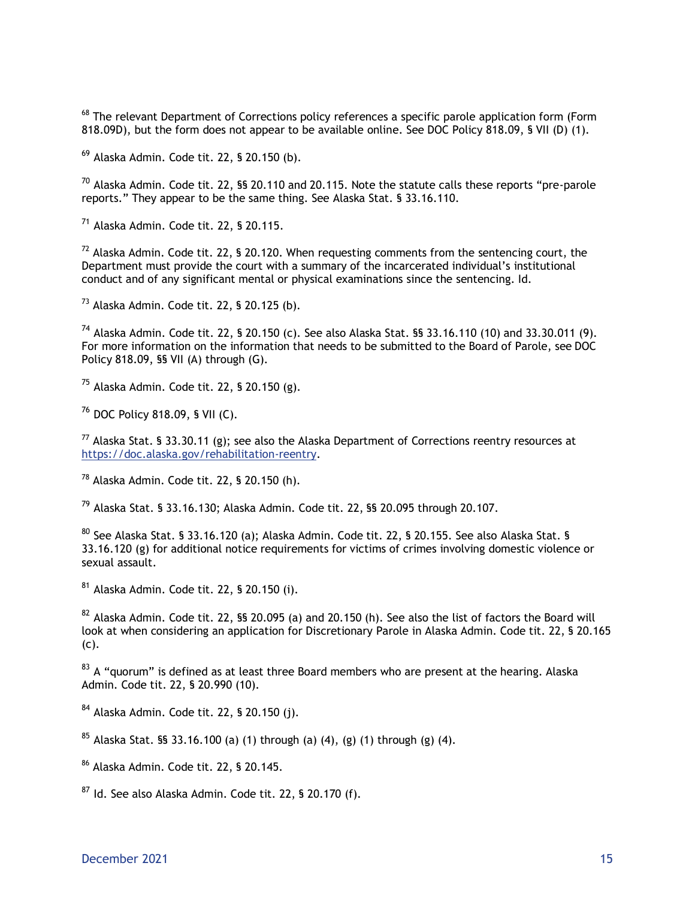[68] The relevant Department of Corrections policy references a specific parole application form (Form 818.09D), but the form does not appear to be available online. See DOC Policy 818.09, § VII (D) (1).

[69] Alaska Admin. Code tit. 22, § 20.150 (b).

[70] Alaska Admin. Code tit. 22, §§ 20.110 and 20.115. Note the statute calls these reports "pre-parole reports." They appear to be the same thing. See Alaska Stat. § 33.16.110.

[71] Alaska Admin. Code tit. 22, § 20.115.

[72] Alaska Admin. Code tit. 22, § 20.120. When requesting comments from the sentencing court, the Department must provide the court with a summary of the incarcerated individual's institutional conduct and of any significant mental or physical examinations since the sentencing. Id.

[73] Alaska Admin. Code tit. 22, § 20.125 (b).

[74] Alaska Admin. Code tit. 22, § 20.150 (c). See also Alaska Stat. §§ 33.16.110 (10) and 33.30.011 (9). For more information on the information that needs to be submitted to the Board of Parole, see DOC Policy 818.09, §§ VII (A) through (G).

[75] Alaska Admin. Code tit. 22, § 20.150 (g).

[76] DOC Policy 818.09, § VII (C).

[77] Alaska Stat. § 33.30.11 (g); see also the Alaska Department of Corrections reentry resources at https://doc.alaska.gov/rehabilitation-reentry.

[78] Alaska Admin. Code tit. 22, § 20.150 (h).

[79] Alaska Stat. § 33.16.130; Alaska Admin. Code tit. 22, §§ 20.095 through 20.107.

[80] See Alaska Stat. § 33.16.120 (a); Alaska Admin. Code tit. 22, § 20.155. See also Alaska Stat. § 33.16.120 (g) for additional notice requirements for victims of crimes involving domestic violence or sexual assault.

[81] Alaska Admin. Code tit. 22, § 20.150 (i).

[82] Alaska Admin. Code tit. 22, §§ 20.095 (a) and 20.150 (h). See also the list of factors the Board will look at when considering an application for Discretionary Parole in Alaska Admin. Code tit. 22, § 20.165 (c).

[83] A "quorum" is defined as at least three Board members who are present at the hearing. Alaska Admin. Code tit. 22, § 20.990 (10).

[84] Alaska Admin. Code tit. 22, § 20.150 (j).

[85] Alaska Stat. §§ 33.16.100 (a) (1) through (a) (4), (g) (1) through (g) (4).

[86] Alaska Admin. Code tit. 22, § 20.145.

[87] Id. See also Alaska Admin. Code tit. 22, § 20.170 (f).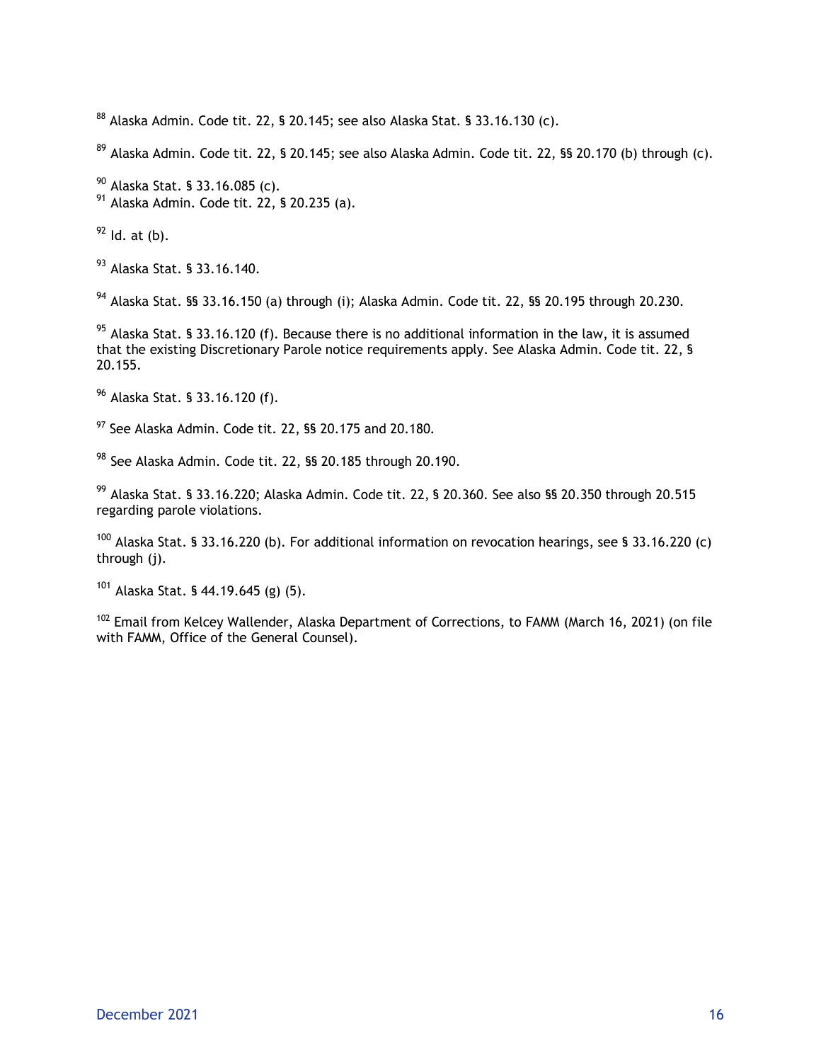[88] Alaska Admin. Code tit. 22, § 20.145; see also Alaska Stat. § 33.16.130 (c).

[89] Alaska Admin. Code tit. 22, § 20.145; see also Alaska Admin. Code tit. 22, §§ 20.170 (b) through (c).

[90] Alaska Stat. § 33.16.085 (c).

[91] Alaska Admin. Code tit. 22, § 20.235 (a).

[92] Id. at (b).

[93] Alaska Stat. § 33.16.140.

[94] Alaska Stat. §§ 33.16.150 (a) through (i); Alaska Admin. Code tit. 22, §§ 20.195 through 20.230.

[95] Alaska Stat. § 33.16.120 (f). Because there is no additional information in the law, it is assumed that the existing Discretionary Parole notice requirements apply. See Alaska Admin. Code tit. 22, § 20.155.

[96] Alaska Stat. § 33.16.120 (f).

[97] See Alaska Admin. Code tit. 22, §§ 20.175 and 20.180.

[98] See Alaska Admin. Code tit. 22, §§ 20.185 through 20.190.

[99] Alaska Stat. § 33.16.220; Alaska Admin. Code tit. 22, § 20.360. See also §§ 20.350 through 20.515 regarding parole violations.

[100] Alaska Stat. § 33.16.220 (b). For additional information on revocation hearings, see § 33.16.220 (c) through (j).

[101] Alaska Stat. § 44.19.645 (g) (5).

[102] Email from Kelcey Wallender, Alaska Department of Corrections, to FAMM (March 16, 2021) (on file with FAMM, Office of the General Counsel).